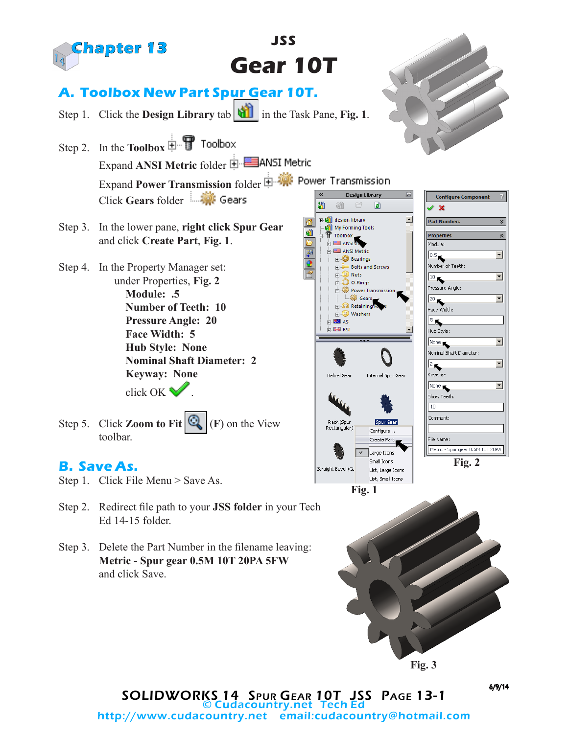# Chapter 13

## JSS

# Gear 10T

## A. Toolbox New Part Spur Gear 10T.

Step 1. Click the **Design Library** tab in the Task Pane, **Fig. 1**.

Step 2. In the **Toolbox** Toolbox
Expand **ANSI Metric** folder ANSI Metric
Expand **Power Transmission** folder Power Transmission
Click **Gears** folder Gears

Step 3. In the lower pane, **right click Spur Gear** and click **Create Part**, **Fig. 1**.

Step 4. In the Property Manager set:
under Properties, **Fig. 2**
**Module: .5**
**Number of Teeth: 10**
**Pressure Angle: 20**
**Face Width: 5**
**Hub Style: None**
**Nominal Shaft Diameter: 2**
**Keyway: None**
click OK.

Step 5. Click **Zoom to Fit** (**F**) on the View toolbar.

**Fig. 1**

**Fig. 2**

## B. Save As.

Step 1. Click File Menu > Save As.

Step 2. Redirect file path to your **JSS folder** in your Tech Ed 14-15 folder.

Step 3. Delete the Part Number in the filename leaving:
**Metric - Spur gear 0.5M 10T 20PA 5FW**
and click Save.

**Fig. 3**

© Cudacountry.net Tech Ed
http://www.cudacountry.net email:cudacountry@hotmail.com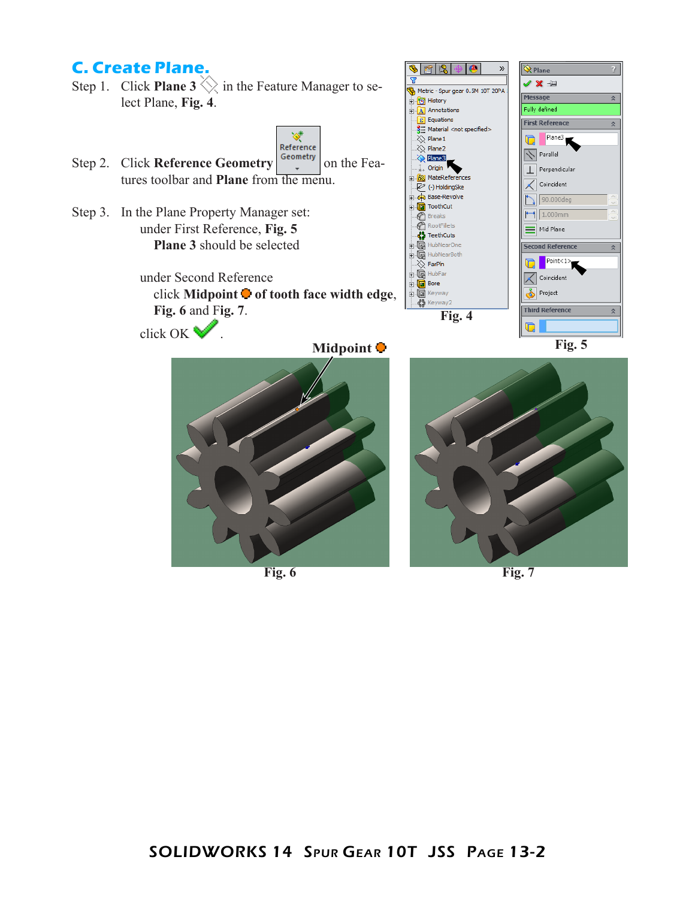## C. Create Plane.

Step 1. Click **Plane 3** in the Feature Manager to select Plane, **Fig. 4**.

Step 2. Click **Reference Geometry** on the Features toolbar and **Plane** from the menu.

Step 3. In the Plane Property Manager set:

under First Reference, **Fig. 5**

**Plane 3** should be selected

under Second Reference

click **Midpoint** **of tooth face width edge**, **Fig. 6** and **Fig. 7**.

click OK .

Fig. 4

Fig. 5

Midpoint

Fig. 6

Fig. 7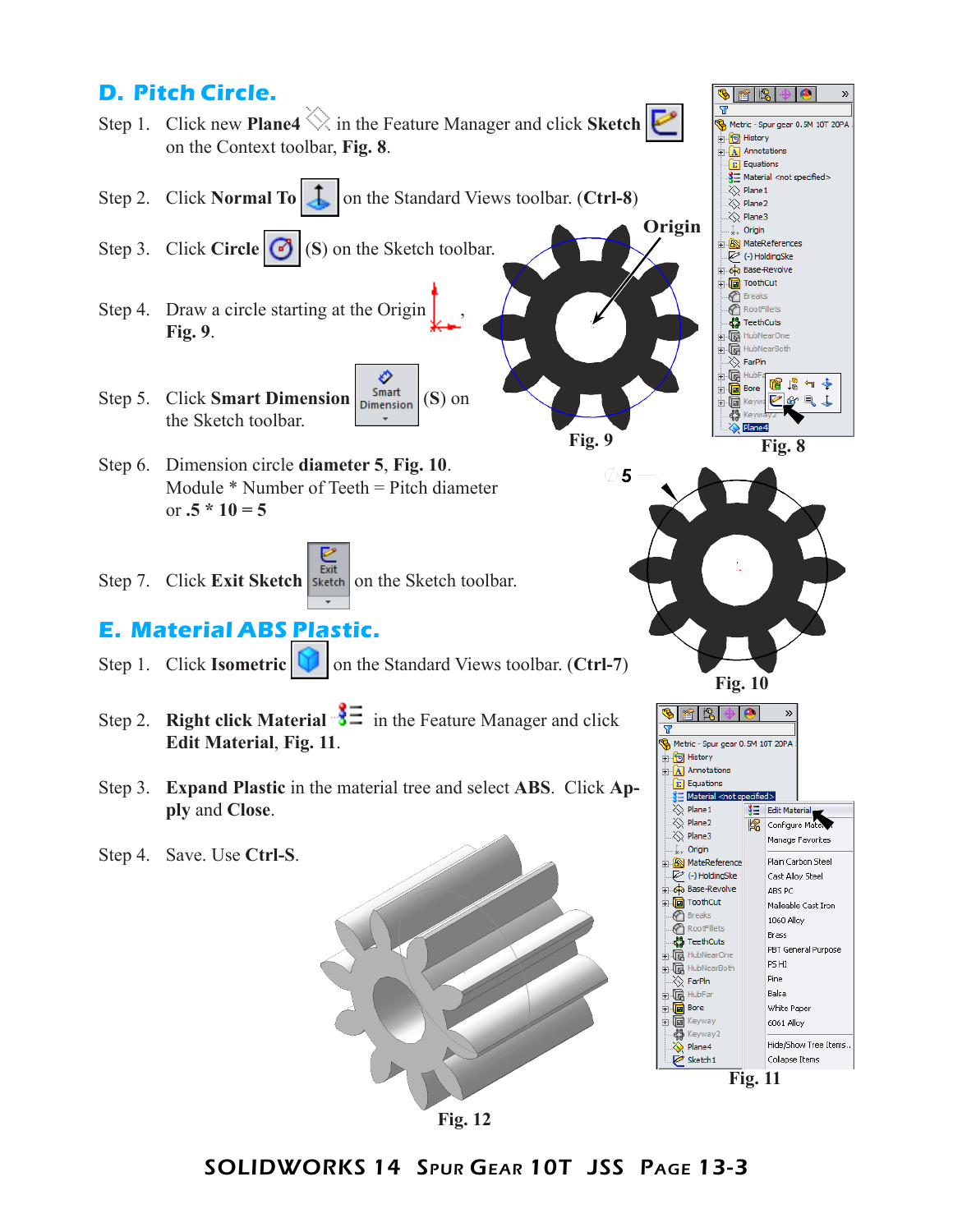## D. Pitch Circle.

Step 1. Click new **Plane4** in the Feature Manager and click **Sketch** on the Context toolbar, **Fig. 8**.

Step 2. Click **Normal To** on the Standard Views toolbar. (**Ctrl-8**)

Step 3. Click **Circle** (**S**) on the Sketch toolbar.

Step 4. Draw a circle starting at the Origin , **Fig. 9**.

Step 5. Click **Smart Dimension** (**S**) on the Sketch toolbar.

Step 6. Dimension circle **diameter 5**, **Fig. 10**.
Module * Number of Teeth = Pitch diameter
or **.5 * 10 = 5**

Step 7. Click **Exit Sketch** on the Sketch toolbar.

Fig. 8

Fig. 9

Fig. 10

## E. Material ABS Plastic.

Step 1. Click **Isometric** on the Standard Views toolbar. (**Ctrl-7**)

Step 2. **Right click Material** in the Feature Manager and click **Edit Material**, **Fig. 11**.

Step 3. **Expand Plastic** in the material tree and select **ABS**. Click **Apply** and **Close**.

Step 4. Save. Use **Ctrl-S**.

Fig. 11

Fig. 12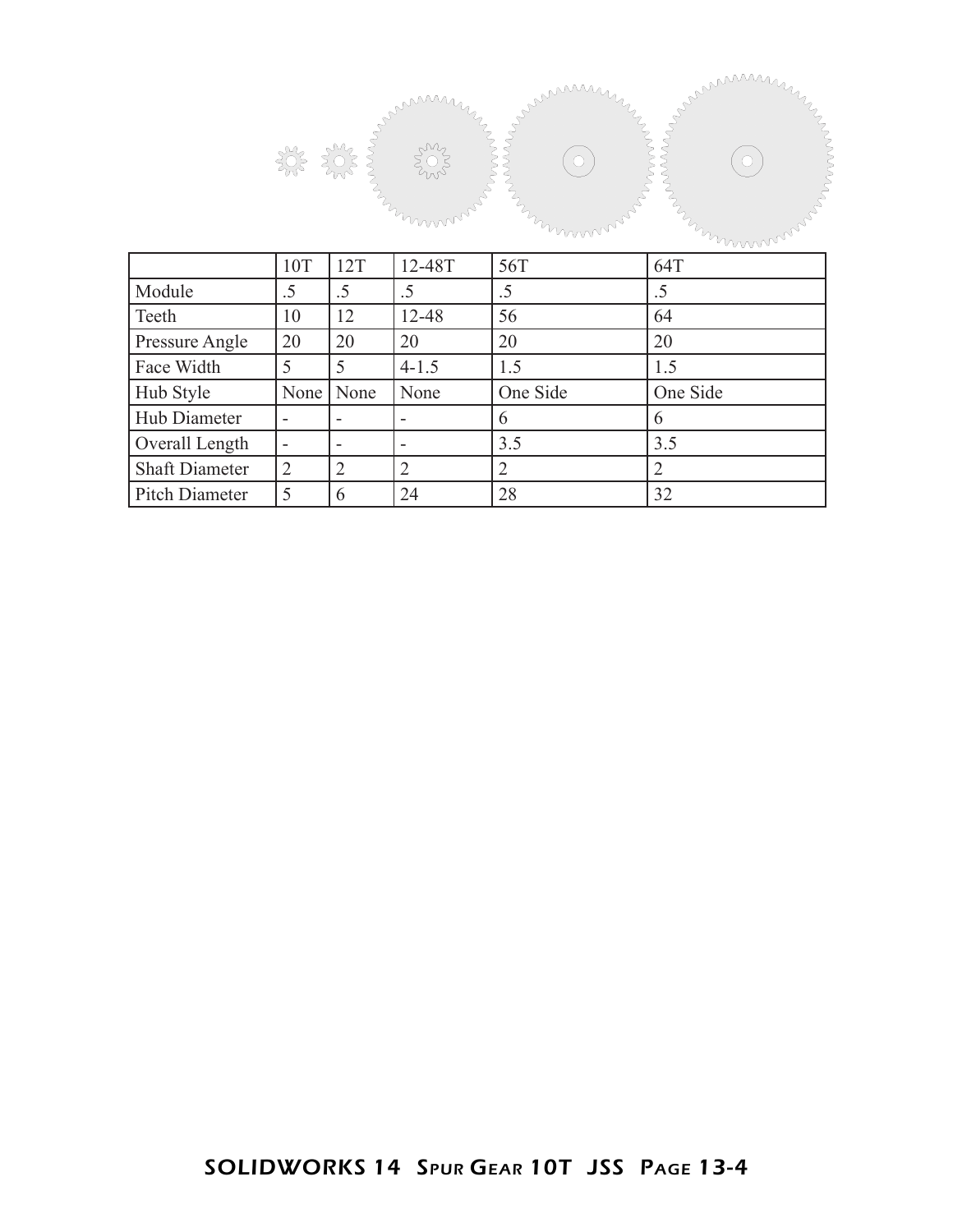| | 10T | 12T | 12-48T | 56T | 64T |
|---|---|---|---|---|---|
| Module | .5 | .5 | .5 | .5 | .5 |
| Teeth | 10 | 12 | 12-48 | 56 | 64 |
| Pressure Angle | 20 | 20 | 20 | 20 | 20 |
| Face Width | 5 | 5 | 4-1.5 | 1.5 | 1.5 |
| Hub Style | None | None | None | One Side | One Side |
| Hub Diameter | - | - | - | 6 | 6 |
| Overall Length | - | - | - | 3.5 | 3.5 |
| Shaft Diameter | 2 | 2 | 2 | 2 | 2 |
| Pitch Diameter | 5 | 6 | 24 | 28 | 32 |